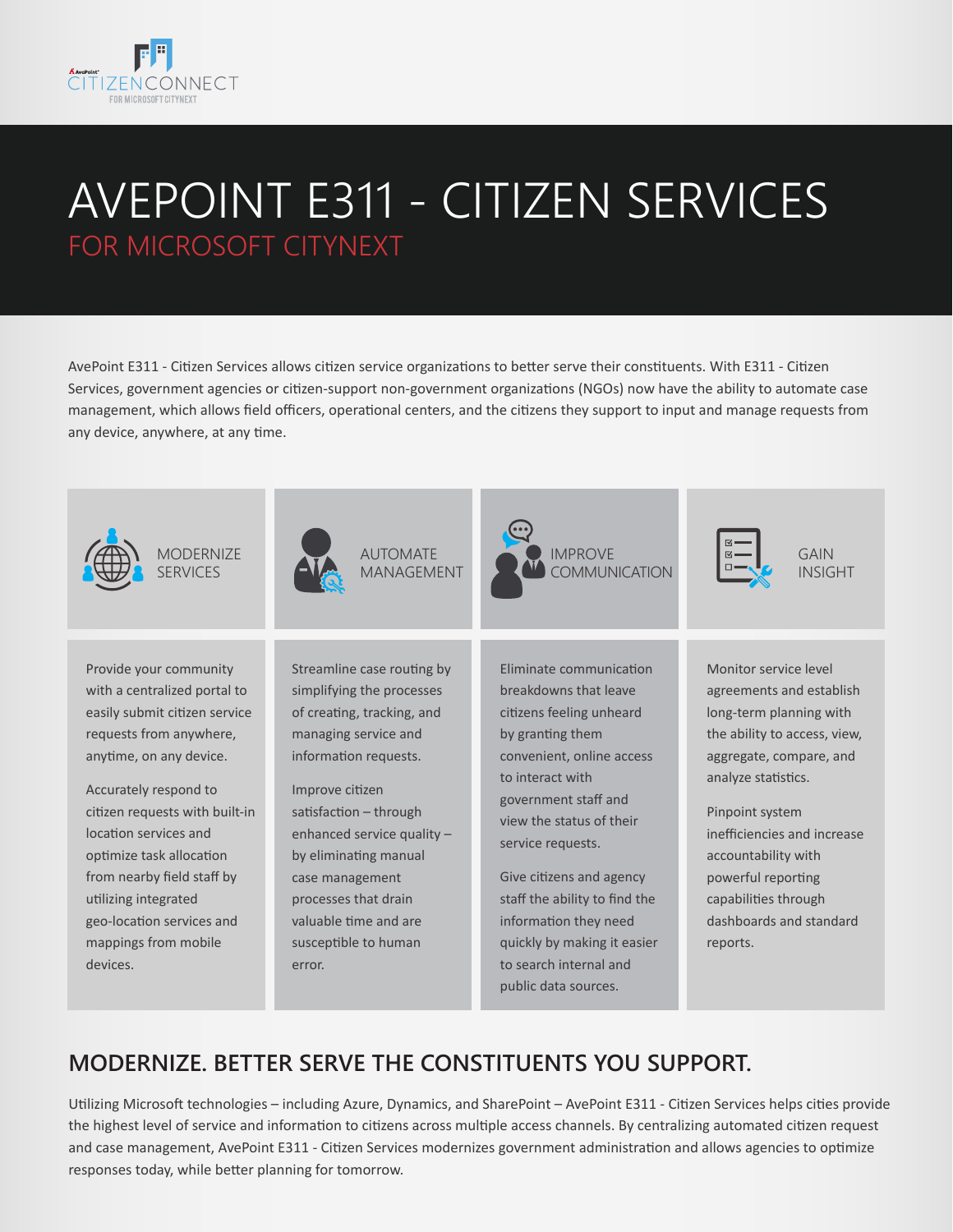AvePoint CITIZENCONNECT FOR MICROSOFT CITYNEXT

# AVEPOINT E311 - CITIZEN SERVICES

## FOR MICROSOFT CITYNEXT

AvePoint E311 - Citizen Services allows citizen service organizations to better serve their constituents. With E311 - Citizen Services, government agencies or citizen-support non-government organizations (NGOs) now have the ability to automate case management, which allows field officers, operational centers, and the citizens they support to input and manage requests from any device, anywhere, at any time.

### MODERNIZE SERVICES

Provide your community with a centralized portal to easily submit citizen service requests from anywhere, anytime, on any device.

Accurately respond to citizen requests with built-in location services and optimize task allocation from nearby field staff by utilizing integrated geo-location services and mappings from mobile devices.

### AUTOMATE MANAGEMENT

Streamline case routing by simplifying the processes of creating, tracking, and managing service and information requests.

Improve citizen satisfaction – through enhanced service quality – by eliminating manual case management processes that drain valuable time and are susceptible to human error.

### IMPROVE COMMUNICATION

Eliminate communication breakdowns that leave citizens feeling unheard by granting them convenient, online access to interact with government staff and view the status of their service requests.

Give citizens and agency staff the ability to find the information they need quickly by making it easier to search internal and public data sources.

### GAIN INSIGHT

Monitor service level agreements and establish long-term planning with the ability to access, view, aggregate, compare, and analyze statistics.

Pinpoint system inefficiencies and increase accountability with powerful reporting capabilities through dashboards and standard reports.

## MODERNIZE. BETTER SERVE THE CONSTITUENTS YOU SUPPORT.

Utilizing Microsoft technologies – including Azure, Dynamics, and SharePoint – AvePoint E311 - Citizen Services helps cities provide the highest level of service and information to citizens across multiple access channels. By centralizing automated citizen request and case management, AvePoint E311 - Citizen Services modernizes government administration and allows agencies to optimize responses today, while better planning for tomorrow.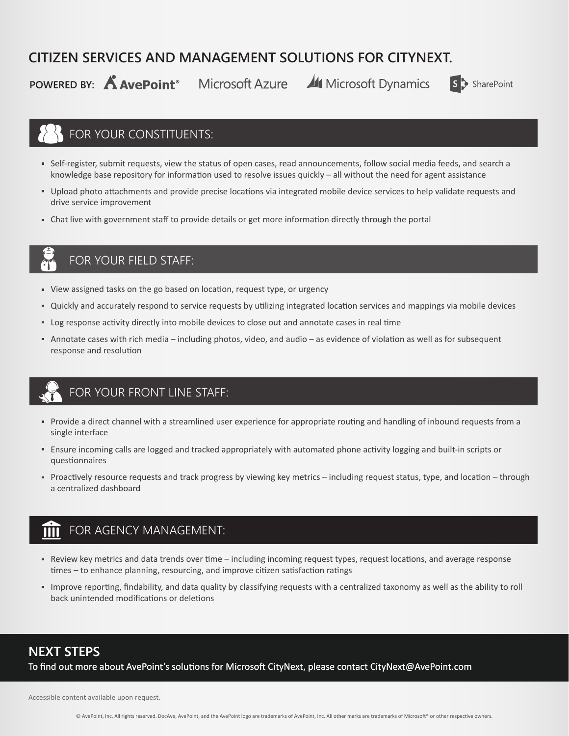# CITIZEN SERVICES AND MANAGEMENT SOLUTIONS FOR CITYNEXT.

**POWERED BY:** AvePoint® Microsoft Azure Microsoft Dynamics SharePoint

## FOR YOUR CONSTITUENTS:

- Self-register, submit requests, view the status of open cases, read announcements, follow social media feeds, and search a knowledge base repository for information used to resolve issues quickly – all without the need for agent assistance
- Upload photo attachments and provide precise locations via integrated mobile device services to help validate requests and drive service improvement
- Chat live with government staff to provide details or get more information directly through the portal

## FOR YOUR FIELD STAFF:

- View assigned tasks on the go based on location, request type, or urgency
- Quickly and accurately respond to service requests by utilizing integrated location services and mappings via mobile devices
- Log response activity directly into mobile devices to close out and annotate cases in real time
- Annotate cases with rich media – including photos, video, and audio – as evidence of violation as well as for subsequent response and resolution

## FOR YOUR FRONT LINE STAFF:

- Provide a direct channel with a streamlined user experience for appropriate routing and handling of inbound requests from a single interface
- Ensure incoming calls are logged and tracked appropriately with automated phone activity logging and built-in scripts or questionnaires
- Proactively resource requests and track progress by viewing key metrics – including request status, type, and location – through a centralized dashboard

## FOR AGENCY MANAGEMENT:

- Review key metrics and data trends over time – including incoming request types, request locations, and average response times – to enhance planning, resourcing, and improve citizen satisfaction ratings
- Improve reporting, findability, and data quality by classifying requests with a centralized taxonomy as well as the ability to roll back unintended modifications or deletions

## NEXT STEPS

To find out more about AvePoint's solutions for Microsoft CityNext, please contact CityNext@AvePoint.com

Accessible content available upon request.

© AvePoint, Inc. All rights reserved. DocAve, AvePoint, and the AvePoint logo are trademarks of AvePoint, Inc. All other marks are trademarks of Microsoft® or other respective owners.